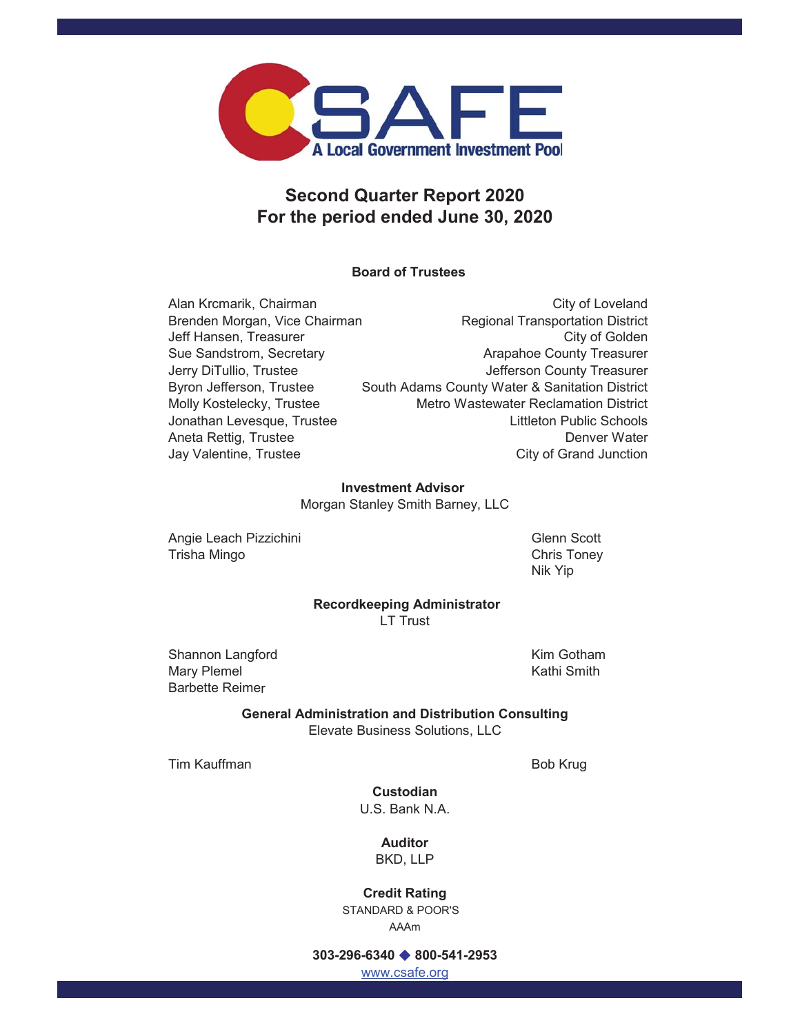# CSAFE

A Local Government Investment Pool

## Second Quarter Report 2020
## For the period ended June 30, 2020

**Board of Trustees**

| | |
|---|---|
| Alan Krcmarik, Chairman | City of Loveland |
| Brenden Morgan, Vice Chairman | Regional Transportation District |
| Jeff Hansen, Treasurer | City of Golden |
| Sue Sandstrom, Secretary | Arapahoe County Treasurer |
| Jerry DiTullio, Trustee | Jefferson County Treasurer |
| Byron Jefferson, Trustee | South Adams County Water & Sanitation District |
| Molly Kostelecky, Trustee | Metro Wastewater Reclamation District |
| Jonathan Levesque, Trustee | Littleton Public Schools |
| Aneta Rettig, Trustee | Denver Water |
| Jay Valentine, Trustee | City of Grand Junction |

**Investment Advisor**
Morgan Stanley Smith Barney, LLC

Angie Leach Pizzichini
Trisha Mingo
Glenn Scott
Chris Toney
Nik Yip

**Recordkeeping Administrator**
LT Trust

Shannon Langford
Mary Plemel
Barbette Reimer
Kim Gotham
Kathi Smith

**General Administration and Distribution Consulting**
Elevate Business Solutions, LLC

Tim Kauffman
Bob Krug

**Custodian**
U.S. Bank N.A.

**Auditor**
BKD, LLP

**Credit Rating**
STANDARD & POOR'S
AAAm

303-296-6340 ◆ 800-541-2953
www.csafe.org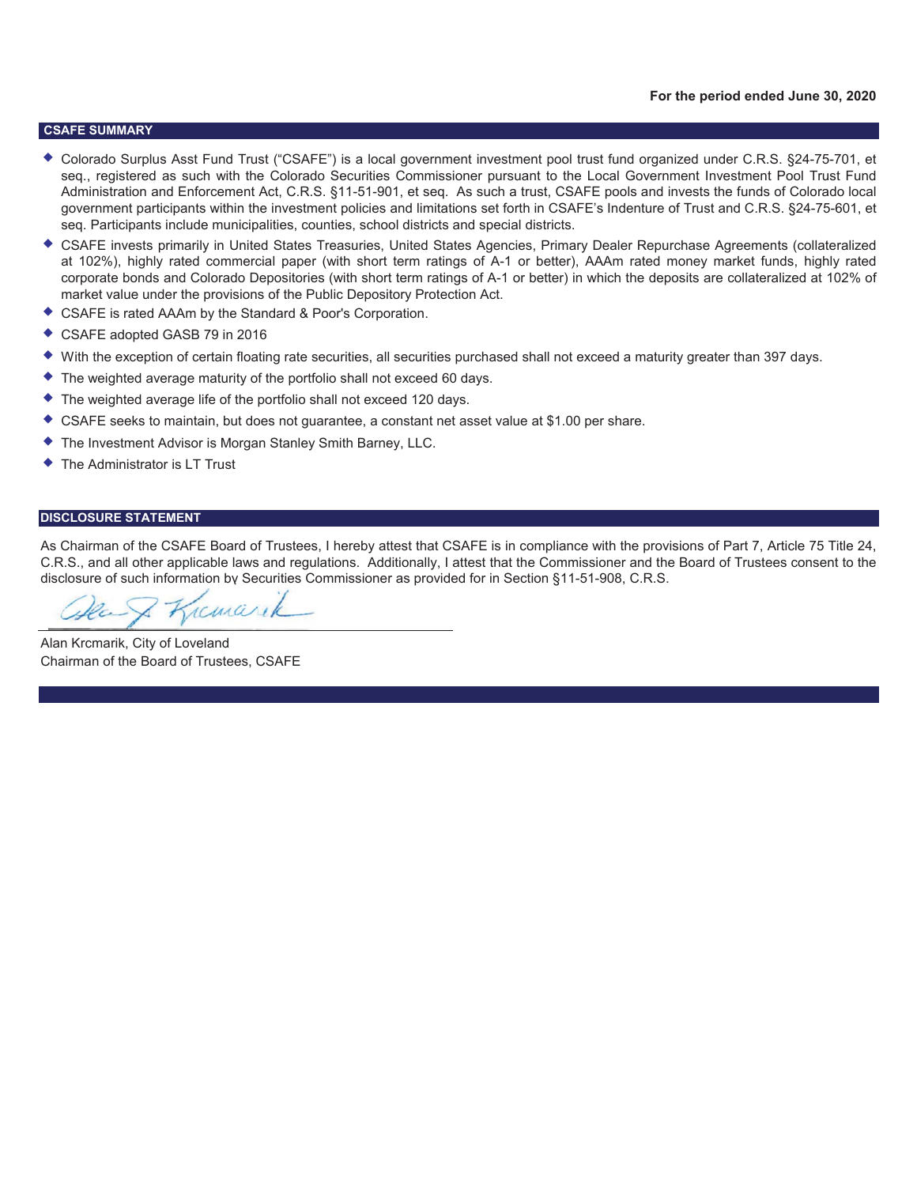**For the period ended June 30, 2020**

## CSAFE SUMMARY

- Colorado Surplus Asst Fund Trust ("CSAFE") is a local government investment pool trust fund organized under C.R.S. §24-75-701, et seq., registered as such with the Colorado Securities Commissioner pursuant to the Local Government Investment Pool Trust Fund Administration and Enforcement Act, C.R.S. §11-51-901, et seq. As such a trust, CSAFE pools and invests the funds of Colorado local government participants within the investment policies and limitations set forth in CSAFE's Indenture of Trust and C.R.S. §24-75-601, et seq. Participants include municipalities, counties, school districts and special districts.
- CSAFE invests primarily in United States Treasuries, United States Agencies, Primary Dealer Repurchase Agreements (collateralized at 102%), highly rated commercial paper (with short term ratings of A-1 or better), AAAm rated money market funds, highly rated corporate bonds and Colorado Depositories (with short term ratings of A-1 or better) in which the deposits are collateralized at 102% of market value under the provisions of the Public Depository Protection Act.
- CSAFE is rated AAAm by the Standard & Poor's Corporation.
- CSAFE adopted GASB 79 in 2016
- With the exception of certain floating rate securities, all securities purchased shall not exceed a maturity greater than 397 days.
- The weighted average maturity of the portfolio shall not exceed 60 days.
- The weighted average life of the portfolio shall not exceed 120 days.
- CSAFE seeks to maintain, but does not guarantee, a constant net asset value at $1.00 per share.
- The Investment Advisor is Morgan Stanley Smith Barney, LLC.
- The Administrator is LT Trust

## DISCLOSURE STATEMENT

As Chairman of the CSAFE Board of Trustees, I hereby attest that CSAFE is in compliance with the provisions of Part 7, Article 75 Title 24, C.R.S., and all other applicable laws and regulations. Additionally, I attest that the Commissioner and the Board of Trustees consent to the disclosure of such information by Securities Commissioner as provided for in Section §11-51-908, C.R.S.

Alan Krcmarik, City of Loveland
Chairman of the Board of Trustees, CSAFE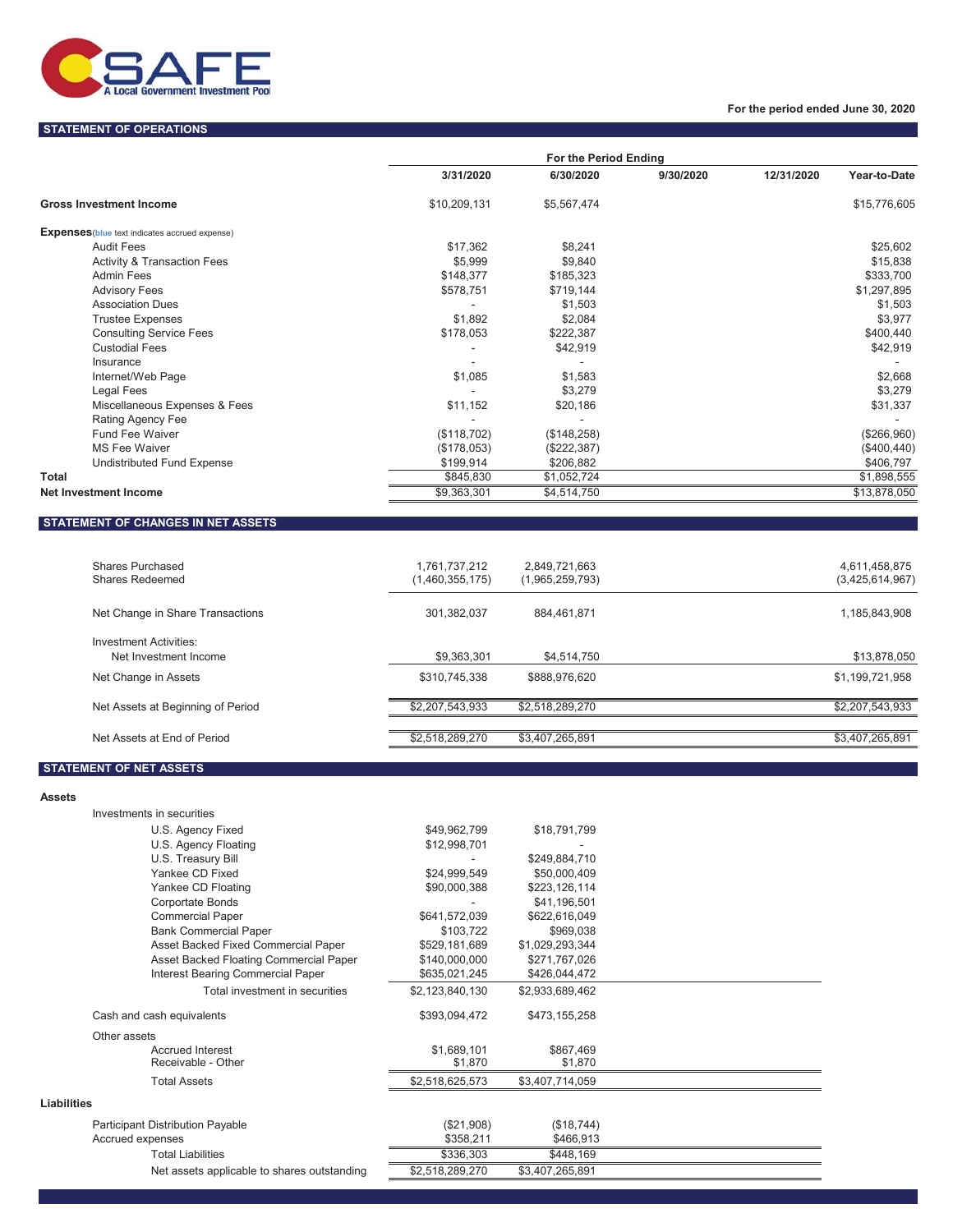CSAFE

A Local Government Investment Pool

For the period ended June 30, 2020

## STATEMENT OF OPERATIONS

| | For the Period Ending | | | | |
|---|---|---|---|---|---|
| | 3/31/2020 | 6/30/2020 | 9/30/2020 | 12/31/2020 | Year-to-Date |
| **Gross Investment Income** | $10,209,131 | $5,567,474 | | | $15,776,605 |
| **Expenses** (blue text indicates accrued expense) | | | | | |
| Audit Fees | $17,362 | $8,241 | | | $25,602 |
| Activity & Transaction Fees | $5,999 | $9,840 | | | $15,838 |
| Admin Fees | $148,377 | $185,323 | | | $333,700 |
| Advisory Fees | $578,751 | $719,144 | | | $1,297,895 |
| Association Dues | - | $1,503 | | | $1,503 |
| Trustee Expenses | $1,892 | $2,084 | | | $3,977 |
| Consulting Service Fees | $178,053 | $222,387 | | | $400,440 |
| Custodial Fees | - | $42,919 | | | $42,919 |
| Insurance | - | - | | | - |
| Internet/Web Page | $1,085 | $1,583 | | | $2,668 |
| Legal Fees | - | $3,279 | | | $3,279 |
| Miscellaneous Expenses & Fees | $11,152 | $20,186 | | | $31,337 |
| Rating Agency Fee | - | - | | | - |
| Fund Fee Waiver | ($118,702) | ($148,258) | | | ($266,960) |
| MS Fee Waiver | ($178,053) | ($222,387) | | | ($400,440) |
| Undistributed Fund Expense | $199,914 | $206,882 | | | $406,797 |
| **Total** | $845,830 | $1,052,724 | | | $1,898,555 |
| **Net Investment Income** | $9,363,301 | $4,514,750 | | | $13,878,050 |

## STATEMENT OF CHANGES IN NET ASSETS

| | 3/31/2020 | 6/30/2020 | 9/30/2020 | 12/31/2020 | Year-to-Date |
|---|---|---|---|---|---|
| Shares Purchased | 1,761,737,212 | 2,849,721,663 | | | 4,611,458,875 |
| Shares Redeemed | (1,460,355,175) | (1,965,259,793) | | | (3,425,614,967) |
| Net Change in Share Transactions | 301,382,037 | 884,461,871 | | | 1,185,843,908 |
| Investment Activities: | | | | | |
| Net Investment Income | $9,363,301 | $4,514,750 | | | $13,878,050 |
| Net Change in Assets | $310,745,338 | $888,976,620 | | | $1,199,721,958 |
| Net Assets at Beginning of Period | $2,207,543,933 | $2,518,289,270 | | | $2,207,543,933 |
| Net Assets at End of Period | $2,518,289,270 | $3,407,265,891 | | | $3,407,265,891 |

## STATEMENT OF NET ASSETS

| | 3/31/2020 | 6/30/2020 |
|---|---|---|
| **Assets** | | |
| Investments in securities | | |
| U.S. Agency Fixed | $49,962,799 | $18,791,799 |
| U.S. Agency Floating | $12,998,701 | - |
| U.S. Treasury Bill | - | $249,884,710 |
| Yankee CD Fixed | $24,999,549 | $50,000,409 |
| Yankee CD Floating | $90,000,388 | $223,126,114 |
| Corportate Bonds | - | $41,196,501 |
| Commercial Paper | $641,572,039 | $622,616,049 |
| Bank Commercial Paper | $103,722 | $969,038 |
| Asset Backed Fixed Commercial Paper | $529,181,689 | $1,029,293,344 |
| Asset Backed Floating Commercial Paper | $140,000,000 | $271,767,026 |
| Interest Bearing Commercial Paper | $635,021,245 | $426,044,472 |
| Total investment in securities | $2,123,840,130 | $2,933,689,462 |
| Cash and cash equivalents | $393,094,472 | $473,155,258 |
| Other assets | | |
| Accrued Interest | $1,689,101 | $867,469 |
| Receivable - Other | $1,870 | $1,870 |
| Total Assets | $2,518,625,573 | $3,407,714,059 |
| **Liabilities** | | |
| Participant Distribution Payable | ($21,908) | ($18,744) |
| Accrued expenses | $358,211 | $466,913 |
| Total Liabilities | $336,303 | $448,169 |
| Net assets applicable to shares outstanding | $2,518,289,270 | $3,407,265,891 |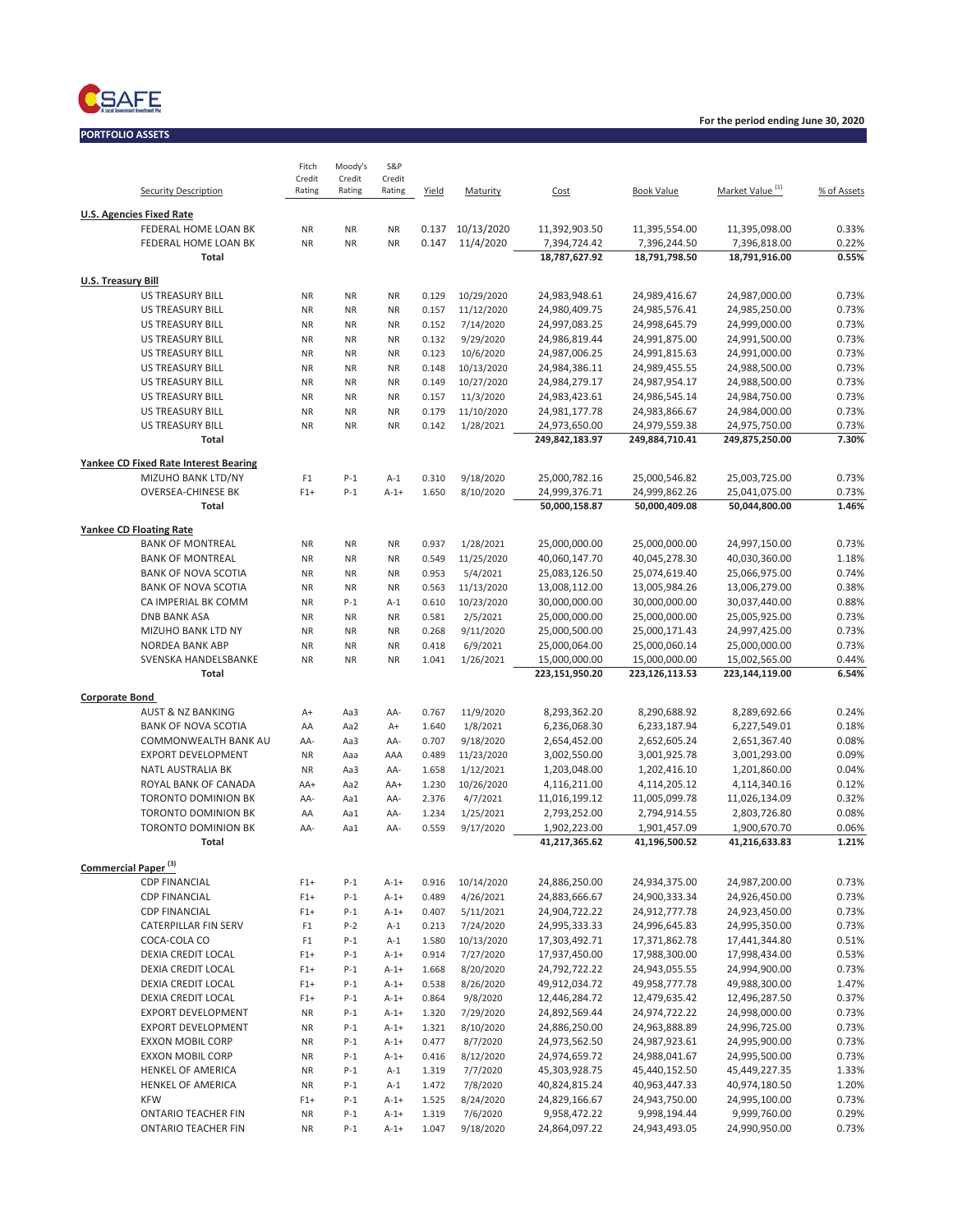CSAFE

**For the period ending June 30, 2020**

## PORTFOLIO ASSETS

| Security Description | Fitch Credit Rating | Moody's Credit Rating | S&P Credit Rating | Yield | Maturity | Cost | Book Value | Market Value [1] | % of Assets |
|---|---|---|---|---|---|---|---|---|---|
| **U.S. Agencies Fixed Rate** | | | | | | | | | |
| FEDERAL HOME LOAN BK | NR | NR | NR | 0.137 | 10/13/2020 | 11,392,903.50 | 11,395,554.00 | 11,395,098.00 | 0.33% |
| FEDERAL HOME LOAN BK | NR | NR | NR | 0.147 | 11/4/2020 | 7,394,724.42 | 7,396,244.50 | 7,396,818.00 | 0.22% |
| **Total** | | | | | | **18,787,627.92** | **18,791,798.50** | **18,791,916.00** | **0.55%** |
| **U.S. Treasury Bill** | | | | | | | | | |
| US TREASURY BILL | NR | NR | NR | 0.129 | 10/29/2020 | 24,983,948.61 | 24,989,416.67 | 24,987,000.00 | 0.73% |
| US TREASURY BILL | NR | NR | NR | 0.157 | 11/12/2020 | 24,980,409.75 | 24,985,576.41 | 24,985,250.00 | 0.73% |
| US TREASURY BILL | NR | NR | NR | 0.152 | 7/14/2020 | 24,997,083.25 | 24,998,645.79 | 24,999,000.00 | 0.73% |
| US TREASURY BILL | NR | NR | NR | 0.132 | 9/29/2020 | 24,986,819.44 | 24,991,875.00 | 24,991,500.00 | 0.73% |
| US TREASURY BILL | NR | NR | NR | 0.123 | 10/6/2020 | 24,987,006.25 | 24,991,815.63 | 24,991,000.00 | 0.73% |
| US TREASURY BILL | NR | NR | NR | 0.148 | 10/13/2020 | 24,984,386.11 | 24,989,455.55 | 24,988,500.00 | 0.73% |
| US TREASURY BILL | NR | NR | NR | 0.149 | 10/27/2020 | 24,984,279.17 | 24,987,954.17 | 24,988,500.00 | 0.73% |
| US TREASURY BILL | NR | NR | NR | 0.157 | 11/3/2020 | 24,983,423.61 | 24,986,545.14 | 24,984,750.00 | 0.73% |
| US TREASURY BILL | NR | NR | NR | 0.179 | 11/10/2020 | 24,981,177.78 | 24,983,866.67 | 24,984,000.00 | 0.73% |
| US TREASURY BILL | NR | NR | NR | 0.142 | 1/28/2021 | 24,973,650.00 | 24,979,559.38 | 24,975,750.00 | 0.73% |
| **Total** | | | | | | **249,842,183.97** | **249,884,710.41** | **249,875,250.00** | **7.30%** |
| **Yankee CD Fixed Rate Interest Bearing** | | | | | | | | | |
| MIZUHO BANK LTD/NY | F1 | P-1 | A-1 | 0.310 | 9/18/2020 | 25,000,782.16 | 25,000,546.82 | 25,003,725.00 | 0.73% |
| OVERSEA-CHINESE BK | F1+ | P-1 | A-1+ | 1.650 | 8/10/2020 | 24,999,376.71 | 24,999,862.26 | 25,041,075.00 | 0.73% |
| **Total** | | | | | | **50,000,158.87** | **50,000,409.08** | **50,044,800.00** | **1.46%** |
| **Yankee CD Floating Rate** | | | | | | | | | |
| BANK OF MONTREAL | NR | NR | NR | 0.937 | 1/28/2021 | 25,000,000.00 | 25,000,000.00 | 24,997,150.00 | 0.73% |
| BANK OF MONTREAL | NR | NR | NR | 0.549 | 11/25/2020 | 40,060,147.70 | 40,045,278.30 | 40,030,360.00 | 1.18% |
| BANK OF NOVA SCOTIA | NR | NR | NR | 0.953 | 5/4/2021 | 25,083,126.50 | 25,074,619.40 | 25,066,975.00 | 0.74% |
| BANK OF NOVA SCOTIA | NR | NR | NR | 0.563 | 11/13/2020 | 13,008,112.00 | 13,005,984.26 | 13,006,279.00 | 0.38% |
| CA IMPERIAL BK COMM | NR | P-1 | A-1 | 0.610 | 10/23/2020 | 30,000,000.00 | 30,000,000.00 | 30,037,440.00 | 0.88% |
| DNB BANK ASA | NR | NR | NR | 0.581 | 2/5/2021 | 25,000,000.00 | 25,000,000.00 | 25,005,925.00 | 0.73% |
| MIZUHO BANK LTD NY | NR | NR | NR | 0.268 | 9/11/2020 | 25,000,500.00 | 25,000,171.43 | 24,997,425.00 | 0.73% |
| NORDEA BANK ABP | NR | NR | NR | 0.418 | 6/9/2021 | 25,000,064.00 | 25,000,060.14 | 25,000,000.00 | 0.73% |
| SVENSKA HANDELSBANKE | NR | NR | NR | 1.041 | 1/26/2021 | 15,000,000.00 | 15,000,000.00 | 15,002,565.00 | 0.44% |
| **Total** | | | | | | **223,151,950.20** | **223,126,113.53** | **223,144,119.00** | **6.54%** |
| **Corporate Bond** | | | | | | | | | |
| AUST & NZ BANKING | A+ | Aa3 | AA- | 0.767 | 11/9/2020 | 8,293,362.20 | 8,290,688.92 | 8,289,692.66 | 0.24% |
| BANK OF NOVA SCOTIA | AA | Aa2 | A+ | 1.640 | 1/8/2021 | 6,236,068.30 | 6,233,187.94 | 6,227,549.01 | 0.18% |
| COMMONWEALTH BANK AU | AA- | Aa3 | AA- | 0.707 | 9/18/2020 | 2,654,452.00 | 2,652,605.24 | 2,651,367.40 | 0.08% |
| EXPORT DEVELOPMENT | NR | Aaa | AAA | 0.489 | 11/23/2020 | 3,002,550.00 | 3,001,925.78 | 3,001,293.00 | 0.09% |
| NATL AUSTRALIA BK | NR | Aa3 | AA- | 1.658 | 1/12/2021 | 1,203,048.00 | 1,202,416.10 | 1,201,860.00 | 0.04% |
| ROYAL BANK OF CANADA | AA+ | Aa2 | AA+ | 1.230 | 10/26/2020 | 4,116,211.00 | 4,114,205.12 | 4,114,340.16 | 0.12% |
| TORONTO DOMINION BK | AA- | Aa1 | AA- | 2.376 | 4/7/2021 | 11,016,199.12 | 11,005,099.78 | 11,026,134.09 | 0.32% |
| TORONTO DOMINION BK | AA | Aa1 | AA- | 1.234 | 1/25/2021 | 2,793,252.00 | 2,794,914.55 | 2,803,726.80 | 0.08% |
| TORONTO DOMINION BK | AA- | Aa1 | AA- | 0.559 | 9/17/2020 | 1,902,223.00 | 1,901,457.09 | 1,900,670.70 | 0.06% |
| **Total** | | | | | | **41,217,365.62** | **41,196,500.52** | **41,216,633.83** | **1.21%** |
| **Commercial Paper [3]** | | | | | | | | | |
| CDP FINANCIAL | F1+ | P-1 | A-1+ | 0.916 | 10/14/2020 | 24,886,250.00 | 24,934,375.00 | 24,987,200.00 | 0.73% |
| CDP FINANCIAL | F1+ | P-1 | A-1+ | 0.489 | 4/26/2021 | 24,883,666.67 | 24,900,333.34 | 24,926,450.00 | 0.73% |
| CDP FINANCIAL | F1+ | P-1 | A-1+ | 0.407 | 5/11/2021 | 24,904,722.22 | 24,912,777.78 | 24,923,450.00 | 0.73% |
| CATERPILLAR FIN SERV | F1 | P-2 | A-1 | 0.213 | 7/24/2020 | 24,995,333.33 | 24,996,645.83 | 24,995,350.00 | 0.73% |
| COCA-COLA CO | F1 | P-1 | A-1 | 1.580 | 10/13/2020 | 17,303,492.71 | 17,371,862.78 | 17,441,344.80 | 0.51% |
| DEXIA CREDIT LOCAL | F1+ | P-1 | A-1+ | 0.914 | 7/27/2020 | 17,937,450.00 | 17,988,300.00 | 17,998,434.00 | 0.53% |
| DEXIA CREDIT LOCAL | F1+ | P-1 | A-1+ | 1.668 | 8/20/2020 | 24,792,722.22 | 24,943,055.55 | 24,994,900.00 | 0.73% |
| DEXIA CREDIT LOCAL | F1+ | P-1 | A-1+ | 0.538 | 8/26/2020 | 49,912,034.72 | 49,958,777.78 | 49,988,300.00 | 1.47% |
| DEXIA CREDIT LOCAL | F1+ | P-1 | A-1+ | 0.864 | 9/8/2020 | 12,446,284.72 | 12,479,635.42 | 12,496,287.50 | 0.37% |
| EXPORT DEVELOPMENT | NR | P-1 | A-1+ | 1.320 | 7/29/2020 | 24,892,569.44 | 24,974,722.22 | 24,998,000.00 | 0.73% |
| EXPORT DEVELOPMENT | NR | P-1 | A-1+ | 1.321 | 8/10/2020 | 24,886,250.00 | 24,963,888.89 | 24,996,725.00 | 0.73% |
| EXXON MOBIL CORP | NR | P-1 | A-1+ | 0.477 | 8/7/2020 | 24,973,562.50 | 24,987,923.61 | 24,995,900.00 | 0.73% |
| EXXON MOBIL CORP | NR | P-1 | A-1+ | 0.416 | 8/12/2020 | 24,974,659.72 | 24,988,041.67 | 24,995,500.00 | 0.73% |
| HENKEL OF AMERICA | NR | P-1 | A-1 | 1.319 | 7/7/2020 | 45,303,928.75 | 45,440,152.50 | 45,449,227.35 | 1.33% |
| HENKEL OF AMERICA | NR | P-1 | A-1 | 1.472 | 7/8/2020 | 40,824,815.24 | 40,963,447.33 | 40,974,180.50 | 1.20% |
| KFW | F1+ | P-1 | A-1+ | 1.525 | 8/24/2020 | 24,829,166.67 | 24,943,750.00 | 24,995,100.00 | 0.73% |
| ONTARIO TEACHER FIN | NR | P-1 | A-1+ | 1.319 | 7/6/2020 | 9,958,472.22 | 9,998,194.44 | 9,999,760.00 | 0.29% |
| ONTARIO TEACHER FIN | NR | P-1 | A-1+ | 1.047 | 9/18/2020 | 24,864,097.22 | 24,943,493.05 | 24,990,950.00 | 0.73% |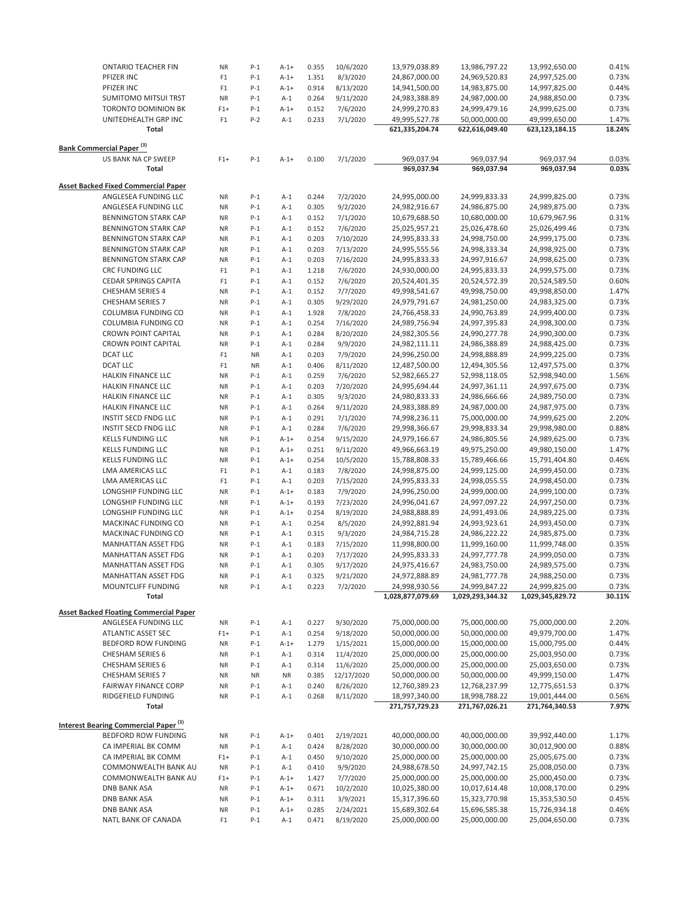| | | | | | | | | | |
|---|---|---|---|---|---|---|---|---|---|
| ONTARIO TEACHER FIN | NR | P-1 | A-1+ | 0.355 | 10/6/2020 | 13,979,038.89 | 13,986,797.22 | 13,992,650.00 | 0.41% |
| PFIZER INC | F1 | P-1 | A-1+ | 1.351 | 8/3/2020 | 24,867,000.00 | 24,969,520.83 | 24,997,525.00 | 0.73% |
| PFIZER INC | F1 | P-1 | A-1+ | 0.914 | 8/13/2020 | 14,941,500.00 | 14,983,875.00 | 14,997,825.00 | 0.44% |
| SUMITOMO MITSUI TRST | NR | P-1 | A-1 | 0.264 | 9/11/2020 | 24,983,388.89 | 24,987,000.00 | 24,988,850.00 | 0.73% |
| TORONTO DOMINION BK | F1+ | P-1 | A-1+ | 0.152 | 7/6/2020 | 24,999,270.83 | 24,999,479.16 | 24,999,625.00 | 0.73% |
| UNITEDHEALTH GRP INC | F1 | P-2 | A-1 | 0.233 | 7/1/2020 | 49,995,527.78 | 50,000,000.00 | 49,999,650.00 | 1.47% |
| **Total** | | | | | | **621,335,204.74** | **622,616,049.40** | **623,123,184.15** | **18.24%** |
| **Bank Commercial Paper [3]** | | | | | | | | | |
| US BANK NA CP SWEEP | F1+ | P-1 | A-1+ | 0.100 | 7/1/2020 | 969,037.94 | 969,037.94 | 969,037.94 | 0.03% |
| **Total** | | | | | | **969,037.94** | **969,037.94** | **969,037.94** | **0.03%** |
| **Asset Backed Fixed Commercial Paper** | | | | | | | | | |
| ANGLESEA FUNDING LLC | NR | P-1 | A-1 | 0.244 | 7/2/2020 | 24,995,000.00 | 24,999,833.33 | 24,999,825.00 | 0.73% |
| ANGLESEA FUNDING LLC | NR | P-1 | A-1 | 0.305 | 9/2/2020 | 24,982,916.67 | 24,986,875.00 | 24,989,875.00 | 0.73% |
| BENNINGTON STARK CAP | NR | P-1 | A-1 | 0.152 | 7/1/2020 | 10,679,688.50 | 10,680,000.00 | 10,679,967.96 | 0.31% |
| BENNINGTON STARK CAP | NR | P-1 | A-1 | 0.152 | 7/6/2020 | 25,025,957.21 | 25,026,478.60 | 25,026,499.46 | 0.73% |
| BENNINGTON STARK CAP | NR | P-1 | A-1 | 0.203 | 7/10/2020 | 24,995,833.33 | 24,998,750.00 | 24,999,175.00 | 0.73% |
| BENNINGTON STARK CAP | NR | P-1 | A-1 | 0.203 | 7/13/2020 | 24,995,555.56 | 24,998,333.34 | 24,998,925.00 | 0.73% |
| BENNINGTON STARK CAP | NR | P-1 | A-1 | 0.203 | 7/16/2020 | 24,995,833.33 | 24,997,916.67 | 24,998,625.00 | 0.73% |
| CRC FUNDING LLC | F1 | P-1 | A-1 | 1.218 | 7/6/2020 | 24,930,000.00 | 24,995,833.33 | 24,999,575.00 | 0.73% |
| CEDAR SPRINGS CAPITA | F1 | P-1 | A-1 | 0.152 | 7/6/2020 | 20,524,401.35 | 20,524,572.39 | 20,524,589.50 | 0.60% |
| CHESHAM SERIES 4 | NR | P-1 | A-1 | 0.152 | 7/7/2020 | 49,998,541.67 | 49,998,750.00 | 49,998,850.00 | 1.47% |
| CHESHAM SERIES 7 | NR | P-1 | A-1 | 0.305 | 9/29/2020 | 24,979,791.67 | 24,981,250.00 | 24,983,325.00 | 0.73% |
| COLUMBIA FUNDING CO | NR | P-1 | A-1 | 1.928 | 7/8/2020 | 24,766,458.33 | 24,990,763.89 | 24,999,400.00 | 0.73% |
| COLUMBIA FUNDING CO | NR | P-1 | A-1 | 0.254 | 7/16/2020 | 24,989,756.94 | 24,997,395.83 | 24,998,300.00 | 0.73% |
| CROWN POINT CAPITAL | NR | P-1 | A-1 | 0.284 | 8/20/2020 | 24,982,305.56 | 24,990,277.78 | 24,990,300.00 | 0.73% |
| CROWN POINT CAPITAL | NR | P-1 | A-1 | 0.284 | 9/9/2020 | 24,982,111.11 | 24,986,388.89 | 24,988,425.00 | 0.73% |
| DCAT LLC | F1 | NR | A-1 | 0.203 | 7/9/2020 | 24,996,250.00 | 24,998,888.89 | 24,999,225.00 | 0.73% |
| DCAT LLC | F1 | NR | A-1 | 0.406 | 8/11/2020 | 12,487,500.00 | 12,494,305.56 | 12,497,575.00 | 0.37% |
| HALKIN FINANCE LLC | NR | P-1 | A-1 | 0.259 | 7/6/2020 | 52,982,665.27 | 52,998,118.05 | 52,998,940.00 | 1.56% |
| HALKIN FINANCE LLC | NR | P-1 | A-1 | 0.203 | 7/20/2020 | 24,995,694.44 | 24,997,361.11 | 24,997,675.00 | 0.73% |
| HALKIN FINANCE LLC | NR | P-1 | A-1 | 0.305 | 9/3/2020 | 24,980,833.33 | 24,986,666.66 | 24,989,750.00 | 0.73% |
| HALKIN FINANCE LLC | NR | P-1 | A-1 | 0.264 | 9/11/2020 | 24,983,388.89 | 24,987,000.00 | 24,987,975.00 | 0.73% |
| INSTIT SECD FNDG LLC | NR | P-1 | A-1 | 0.291 | 7/1/2020 | 74,998,236.11 | 75,000,000.00 | 74,999,625.00 | 2.20% |
| INSTIT SECD FNDG LLC | NR | P-1 | A-1 | 0.284 | 7/6/2020 | 29,998,366.67 | 29,998,833.34 | 29,998,980.00 | 0.88% |
| KELLS FUNDING LLC | NR | P-1 | A-1+ | 0.254 | 9/15/2020 | 24,979,166.67 | 24,986,805.56 | 24,989,625.00 | 0.73% |
| KELLS FUNDING LLC | NR | P-1 | A-1+ | 0.251 | 9/11/2020 | 49,966,663.19 | 49,975,250.00 | 49,980,150.00 | 1.47% |
| KELLS FUNDING LLC | NR | P-1 | A-1+ | 0.254 | 10/5/2020 | 15,788,808.33 | 15,789,466.66 | 15,791,404.80 | 0.46% |
| LMA AMERICAS LLC | F1 | P-1 | A-1 | 0.183 | 7/8/2020 | 24,998,875.00 | 24,999,125.00 | 24,999,450.00 | 0.73% |
| LMA AMERICAS LLC | F1 | P-1 | A-1 | 0.203 | 7/15/2020 | 24,995,833.33 | 24,998,055.55 | 24,998,450.00 | 0.73% |
| LONGSHIP FUNDING LLC | NR | P-1 | A-1+ | 0.183 | 7/9/2020 | 24,996,250.00 | 24,999,000.00 | 24,999,100.00 | 0.73% |
| LONGSHIP FUNDING LLC | NR | P-1 | A-1+ | 0.193 | 7/23/2020 | 24,996,041.67 | 24,997,097.22 | 24,997,250.00 | 0.73% |
| LONGSHIP FUNDING LLC | NR | P-1 | A-1+ | 0.254 | 8/19/2020 | 24,988,888.89 | 24,991,493.06 | 24,989,225.00 | 0.73% |
| MACKINAC FUNDING CO | NR | P-1 | A-1 | 0.254 | 8/5/2020 | 24,992,881.94 | 24,993,923.61 | 24,993,450.00 | 0.73% |
| MACKINAC FUNDING CO | NR | P-1 | A-1 | 0.315 | 9/3/2020 | 24,984,715.28 | 24,986,222.22 | 24,985,875.00 | 0.73% |
| MANHATTAN ASSET FDG | NR | P-1 | A-1 | 0.183 | 7/15/2020 | 11,998,800.00 | 11,999,160.00 | 11,999,748.00 | 0.35% |
| MANHATTAN ASSET FDG | NR | P-1 | A-1 | 0.203 | 7/17/2020 | 24,995,833.33 | 24,997,777.78 | 24,999,050.00 | 0.73% |
| MANHATTAN ASSET FDG | NR | P-1 | A-1 | 0.305 | 9/17/2020 | 24,975,416.67 | 24,983,750.00 | 24,989,575.00 | 0.73% |
| MANHATTAN ASSET FDG | NR | P-1 | A-1 | 0.325 | 9/21/2020 | 24,972,888.89 | 24,981,777.78 | 24,988,250.00 | 0.73% |
| MOUNTCLIFF FUNDING | NR | P-1 | A-1 | 0.223 | 7/2/2020 | 24,998,930.56 | 24,999,847.22 | 24,999,825.00 | 0.73% |
| **Total** | | | | | | **1,028,877,079.69** | **1,029,293,344.32** | **1,029,345,829.72** | **30.11%** |
| **Asset Backed Floating Commercial Paper** | | | | | | | | | |
| ANGLESEA FUNDING LLC | NR | P-1 | A-1 | 0.227 | 9/30/2020 | 75,000,000.00 | 75,000,000.00 | 75,000,000.00 | 2.20% |
| ATLANTIC ASSET SEC | F1+ | P-1 | A-1 | 0.254 | 9/18/2020 | 50,000,000.00 | 50,000,000.00 | 49,979,700.00 | 1.47% |
| BEDFORD ROW FUNDING | NR | P-1 | A-1+ | 1.279 | 1/15/2021 | 15,000,000.00 | 15,000,000.00 | 15,000,795.00 | 0.44% |
| CHESHAM SERIES 6 | NR | P-1 | A-1 | 0.314 | 11/4/2020 | 25,000,000.00 | 25,000,000.00 | 25,003,950.00 | 0.73% |
| CHESHAM SERIES 6 | NR | P-1 | A-1 | 0.314 | 11/6/2020 | 25,000,000.00 | 25,000,000.00 | 25,003,650.00 | 0.73% |
| CHESHAM SERIES 7 | NR | NR | NR | 0.385 | 12/17/2020 | 50,000,000.00 | 50,000,000.00 | 49,999,150.00 | 1.47% |
| FAIRWAY FINANCE CORP | NR | P-1 | A-1 | 0.240 | 8/26/2020 | 12,760,389.23 | 12,768,237.99 | 12,775,651.53 | 0.37% |
| RIDGEFIELD FUNDING | NR | P-1 | A-1 | 0.268 | 8/11/2020 | 18,997,340.00 | 18,998,788.22 | 19,001,444.00 | 0.56% |
| **Total** | | | | | | **271,757,729.23** | **271,767,026.21** | **271,764,340.53** | **7.97%** |
| **Interest Bearing Commercial Paper [3]** | | | | | | | | | |
| BEDFORD ROW FUNDING | NR | P-1 | A-1+ | 0.401 | 2/19/2021 | 40,000,000.00 | 40,000,000.00 | 39,992,440.00 | 1.17% |
| CA IMPERIAL BK COMM | NR | P-1 | A-1 | 0.424 | 8/28/2020 | 30,000,000.00 | 30,000,000.00 | 30,012,900.00 | 0.88% |
| CA IMPERIAL BK COMM | F1+ | P-1 | A-1 | 0.450 | 9/10/2020 | 25,000,000.00 | 25,000,000.00 | 25,005,675.00 | 0.73% |
| COMMONWEALTH BANK AU | NR | P-1 | A-1 | 0.410 | 9/9/2020 | 24,988,678.50 | 24,997,742.15 | 25,008,050.00 | 0.73% |
| COMMONWEALTH BANK AU | F1+ | P-1 | A-1+ | 1.427 | 7/7/2020 | 25,000,000.00 | 25,000,000.00 | 25,000,450.00 | 0.73% |
| DNB BANK ASA | NR | P-1 | A-1+ | 0.671 | 10/2/2020 | 10,025,380.00 | 10,017,614.48 | 10,008,170.00 | 0.29% |
| DNB BANK ASA | NR | P-1 | A-1+ | 0.311 | 3/9/2021 | 15,317,396.60 | 15,323,770.98 | 15,353,530.50 | 0.45% |
| DNB BANK ASA | NR | P-1 | A-1+ | 0.285 | 2/24/2021 | 15,689,302.64 | 15,696,585.38 | 15,726,934.18 | 0.46% |
| NATL BANK OF CANADA | F1 | P-1 | A-1 | 0.471 | 8/19/2020 | 25,000,000.00 | 25,000,000.00 | 25,004,650.00 | 0.73% |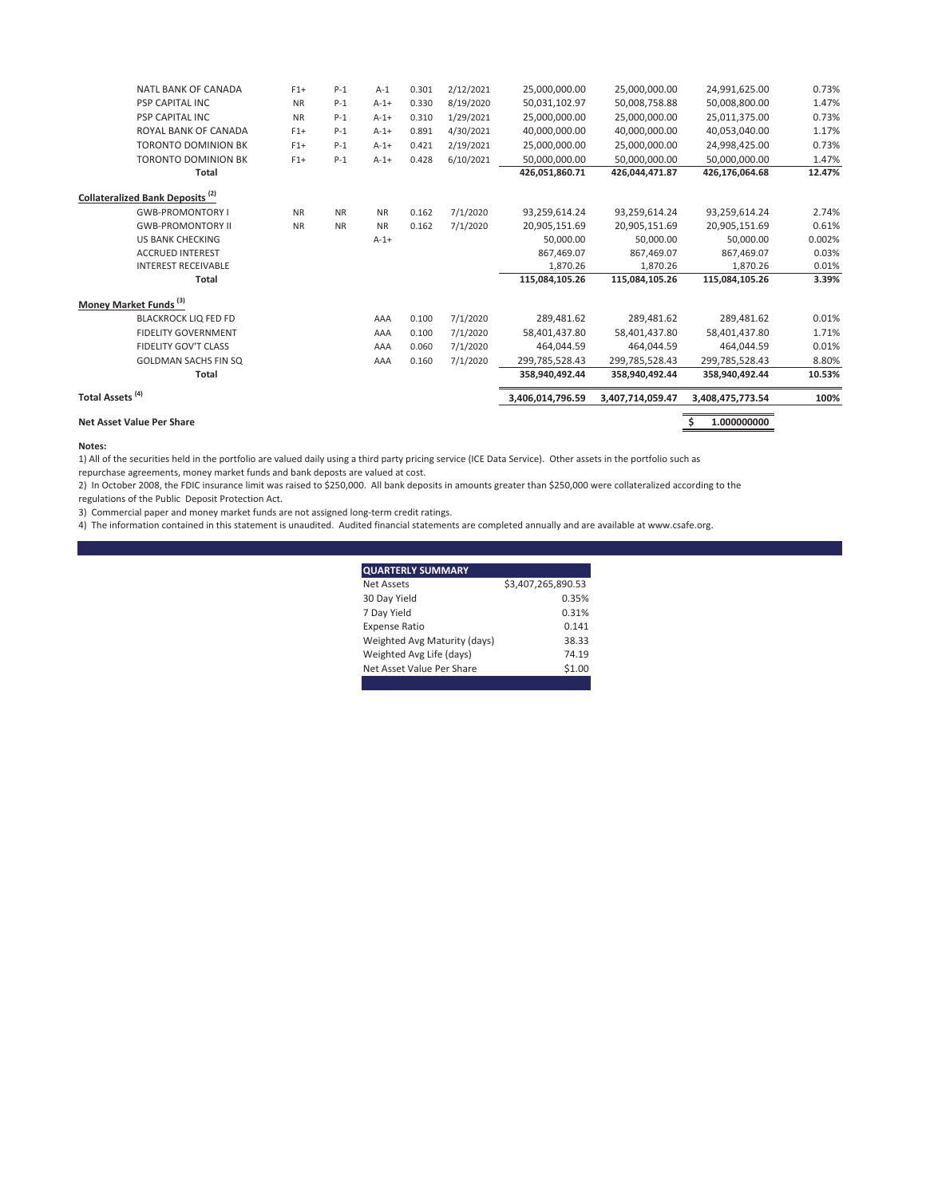| | | | | | | | | | |
|---|---|---|---|---|---|---|---|---|---|
| NATL BANK OF CANADA | F1+ | P-1 | A-1 | 0.301 | 2/12/2021 | 25,000,000.00 | 25,000,000.00 | 24,991,625.00 | 0.73% |
| PSP CAPITAL INC | NR | P-1 | A-1+ | 0.330 | 8/19/2020 | 50,031,102.97 | 50,008,758.88 | 50,008,800.00 | 1.47% |
| PSP CAPITAL INC | NR | P-1 | A-1+ | 0.310 | 1/29/2021 | 25,000,000.00 | 25,000,000.00 | 25,011,375.00 | 0.73% |
| ROYAL BANK OF CANADA | F1+ | P-1 | A-1+ | 0.891 | 4/30/2021 | 40,000,000.00 | 40,000,000.00 | 40,053,040.00 | 1.17% |
| TORONTO DOMINION BK | F1+ | P-1 | A-1+ | 0.421 | 2/19/2021 | 25,000,000.00 | 25,000,000.00 | 24,998,425.00 | 0.73% |
| TORONTO DOMINION BK | F1+ | P-1 | A-1+ | 0.428 | 6/10/2021 | 50,000,000.00 | 50,000,000.00 | 50,000,000.00 | 1.47% |
| **Total** | | | | | | **426,051,860.71** | **426,044,471.87** | **426,176,064.68** | **12.47%** |
| **Collateralized Bank Deposits [2]** | | | | | | | | | |
| GWB-PROMONTORY I | NR | NR | NR | 0.162 | 7/1/2020 | 93,259,614.24 | 93,259,614.24 | 93,259,614.24 | 2.74% |
| GWB-PROMONTORY II | NR | NR | NR | 0.162 | 7/1/2020 | 20,905,151.69 | 20,905,151.69 | 20,905,151.69 | 0.61% |
| US BANK CHECKING | | | A-1+ | | | 50,000.00 | 50,000.00 | 50,000.00 | 0.002% |
| ACCRUED INTEREST | | | | | | 867,469.07 | 867,469.07 | 867,469.07 | 0.03% |
| INTEREST RECEIVABLE | | | | | | 1,870.26 | 1,870.26 | 1,870.26 | 0.01% |
| **Total** | | | | | | **115,084,105.26** | **115,084,105.26** | **115,084,105.26** | **3.39%** |
| **Money Market Funds [3]** | | | | | | | | | |
| BLACKROCK LIQ FED FD | | | AAA | 0.100 | 7/1/2020 | 289,481.62 | 289,481.62 | 289,481.62 | 0.01% |
| FIDELITY GOVERNMENT | | | AAA | 0.100 | 7/1/2020 | 58,401,437.80 | 58,401,437.80 | 58,401,437.80 | 1.71% |
| FIDELITY GOV'T CLASS | | | AAA | 0.060 | 7/1/2020 | 464,044.59 | 464,044.59 | 464,044.59 | 0.01% |
| GOLDMAN SACHS FIN SQ | | | AAA | 0.160 | 7/1/2020 | 299,785,528.43 | 299,785,528.43 | 299,785,528.43 | 8.80% |
| **Total** | | | | | | **358,940,492.44** | **358,940,492.44** | **358,940,492.44** | **10.53%** |
| **Total Assets [4]** | | | | | | **3,406,014,796.59** | **3,407,714,059.47** | **3,408,475,773.54** | **100%** |
| **Net Asset Value Per Share** | | | | | | | | **$ 1.000000000** | |

**Notes:**

1) All of the securities held in the portfolio are valued daily using a third party pricing service (ICE Data Service). Other assets in the portfolio such as repurchase agreements, money market funds and bank deposts are valued at cost.

2) In October 2008, the FDIC insurance limit was raised to $250,000. All bank deposits in amounts greater than $250,000 were collateralized according to the regulations of the Public Deposit Protection Act.

3) Commercial paper and money market funds are not assigned long-term credit ratings.

4) The information contained in this statement is unaudited. Audited financial statements are completed annually and are available at www.csafe.org.

| QUARTERLY SUMMARY | |
|---|---|
| Net Assets | $3,407,265,890.53 |
| 30 Day Yield | 0.35% |
| 7 Day Yield | 0.31% |
| Expense Ratio | 0.141 |
| Weighted Avg Maturity (days) | 38.33 |
| Weighted Avg Life (days) | 74.19 |
| Net Asset Value Per Share | $1.00 |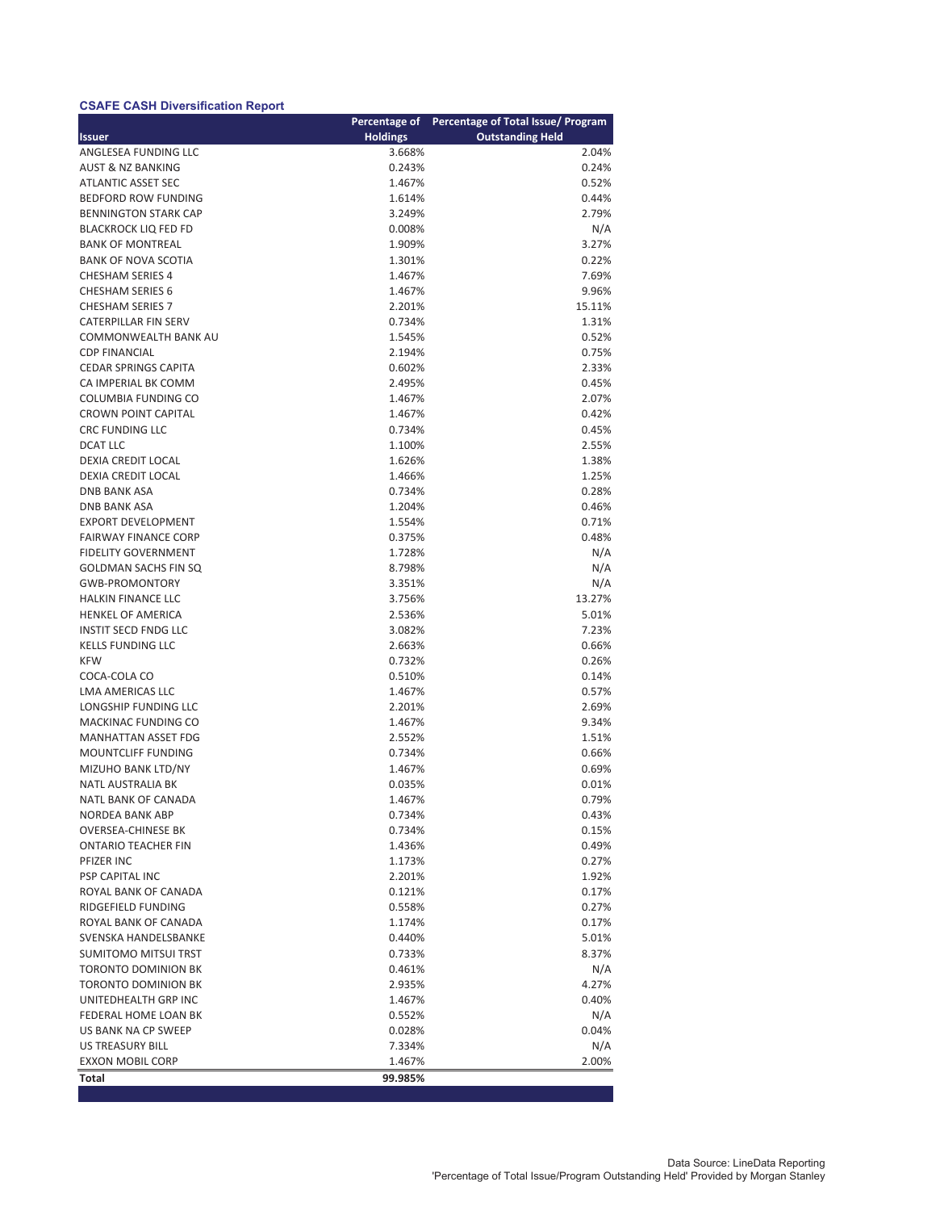**CSAFE CASH Diversification Report**

| Issuer | Percentage of Holdings | Percentage of Total Issue/ Program Outstanding Held |
|---|---|---|
| ANGLESEA FUNDING LLC | 3.668% | 2.04% |
| AUST & NZ BANKING | 0.243% | 0.24% |
| ATLANTIC ASSET SEC | 1.467% | 0.52% |
| BEDFORD ROW FUNDING | 1.614% | 0.44% |
| BENNINGTON STARK CAP | 3.249% | 2.79% |
| BLACKROCK LIQ FED FD | 0.008% | N/A |
| BANK OF MONTREAL | 1.909% | 3.27% |
| BANK OF NOVA SCOTIA | 1.301% | 0.22% |
| CHESHAM SERIES 4 | 1.467% | 7.69% |
| CHESHAM SERIES 6 | 1.467% | 9.96% |
| CHESHAM SERIES 7 | 2.201% | 15.11% |
| CATERPILLAR FIN SERV | 0.734% | 1.31% |
| COMMONWEALTH BANK AU | 1.545% | 0.52% |
| CDP FINANCIAL | 2.194% | 0.75% |
| CEDAR SPRINGS CAPITA | 0.602% | 2.33% |
| CA IMPERIAL BK COMM | 2.495% | 0.45% |
| COLUMBIA FUNDING CO | 1.467% | 2.07% |
| CROWN POINT CAPITAL | 1.467% | 0.42% |
| CRC FUNDING LLC | 0.734% | 0.45% |
| DCAT LLC | 1.100% | 2.55% |
| DEXIA CREDIT LOCAL | 1.626% | 1.38% |
| DEXIA CREDIT LOCAL | 1.466% | 1.25% |
| DNB BANK ASA | 0.734% | 0.28% |
| DNB BANK ASA | 1.204% | 0.46% |
| EXPORT DEVELOPMENT | 1.554% | 0.71% |
| FAIRWAY FINANCE CORP | 0.375% | 0.48% |
| FIDELITY GOVERNMENT | 1.728% | N/A |
| GOLDMAN SACHS FIN SQ | 8.798% | N/A |
| GWB-PROMONTORY | 3.351% | N/A |
| HALKIN FINANCE LLC | 3.756% | 13.27% |
| HENKEL OF AMERICA | 2.536% | 5.01% |
| INSTIT SECD FNDG LLC | 3.082% | 7.23% |
| KELLS FUNDING LLC | 2.663% | 0.66% |
| KFW | 0.732% | 0.26% |
| COCA-COLA CO | 0.510% | 0.14% |
| LMA AMERICAS LLC | 1.467% | 0.57% |
| LONGSHIP FUNDING LLC | 2.201% | 2.69% |
| MACKINAC FUNDING CO | 1.467% | 9.34% |
| MANHATTAN ASSET FDG | 2.552% | 1.51% |
| MOUNTCLIFF FUNDING | 0.734% | 0.66% |
| MIZUHO BANK LTD/NY | 1.467% | 0.69% |
| NATL AUSTRALIA BK | 0.035% | 0.01% |
| NATL BANK OF CANADA | 1.467% | 0.79% |
| NORDEA BANK ABP | 0.734% | 0.43% |
| OVERSEA-CHINESE BK | 0.734% | 0.15% |
| ONTARIO TEACHER FIN | 1.436% | 0.49% |
| PFIZER INC | 1.173% | 0.27% |
| PSP CAPITAL INC | 2.201% | 1.92% |
| ROYAL BANK OF CANADA | 0.121% | 0.17% |
| RIDGEFIELD FUNDING | 0.558% | 0.27% |
| ROYAL BANK OF CANADA | 1.174% | 0.17% |
| SVENSKA HANDELSBANKE | 0.440% | 5.01% |
| SUMITOMO MITSUI TRST | 0.733% | 8.37% |
| TORONTO DOMINION BK | 0.461% | N/A |
| TORONTO DOMINION BK | 2.935% | 4.27% |
| UNITEDHEALTH GRP INC | 1.467% | 0.40% |
| FEDERAL HOME LOAN BK | 0.552% | N/A |
| US BANK NA CP SWEEP | 0.028% | 0.04% |
| US TREASURY BILL | 7.334% | N/A |
| EXXON MOBIL CORP | 1.467% | 2.00% |
| **Total** | **99.985%** | |

Data Source: LineData Reporting
'Percentage of Total Issue/Program Outstanding Held' Provided by Morgan Stanley